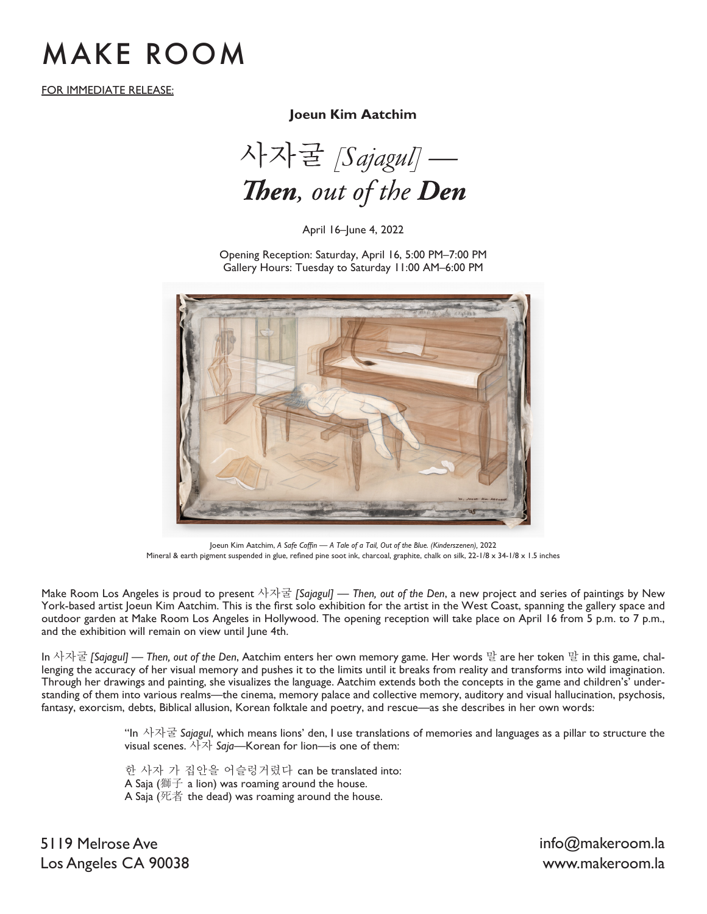# MAKE ROOM

FOR IMMEDIATE RELEASE:

**Joeun Kim Aatchim**

# 사자굴 *[Sajagul]* — *Then, out of the Den*

April 16–June 4, 2022

Opening Reception: Saturday, April 16, 5:00 PM–7:00 PM
Gallery Hours: Tuesday to Saturday 11:00 AM–6:00 PM

Joeun Kim Aatchim, *A Safe Coffin — A Tale of a Tail, Out of the Blue. (Kinderszenen)*, 2022
Mineral & earth pigment suspended in glue, refined pine soot ink, charcoal, graphite, chalk on silk, 22-1/8 x 34-1/8 x 1.5 inches

Make Room Los Angeles is proud to present 사자굴 *[Sajagul] — Then, out of the Den*, a new project and series of paintings by New York-based artist Joeun Kim Aatchim. This is the first solo exhibition for the artist in the West Coast, spanning the gallery space and outdoor garden at Make Room Los Angeles in Hollywood. The opening reception will take place on April 16 from 5 p.m. to 7 p.m., and the exhibition will remain on view until June 4th.

In 사자굴 *[Sajagul] — Then, out of the Den*, Aatchim enters her own memory game. Her words 말 are her token 말 in this game, challenging the accuracy of her visual memory and pushes it to the limits until it breaks from reality and transforms into wild imagination. Through her drawings and painting, she visualizes the language. Aatchim extends both the concepts in the game and children's' understanding of them into various realms—the cinema, memory palace and collective memory, auditory and visual hallucination, psychosis, fantasy, exorcism, debts, Biblical allusion, Korean folktale and poetry, and rescue—as she describes in her own words:

> "In 사자굴 *Sajagul*, which means lions' den, I use translations of memories and languages as a pillar to structure the visual scenes. 사자 *Saja*—Korean for lion—is one of them:
>
> 한 사자 가 집안을 어슬렁거렸다 can be translated into:
> A Saja (獅子 a lion) was roaming around the house.
> A Saja (死者 the dead) was roaming around the house.

5119 Melrose Ave
Los Angeles CA 90038

info@makeroom.la
www.makeroom.la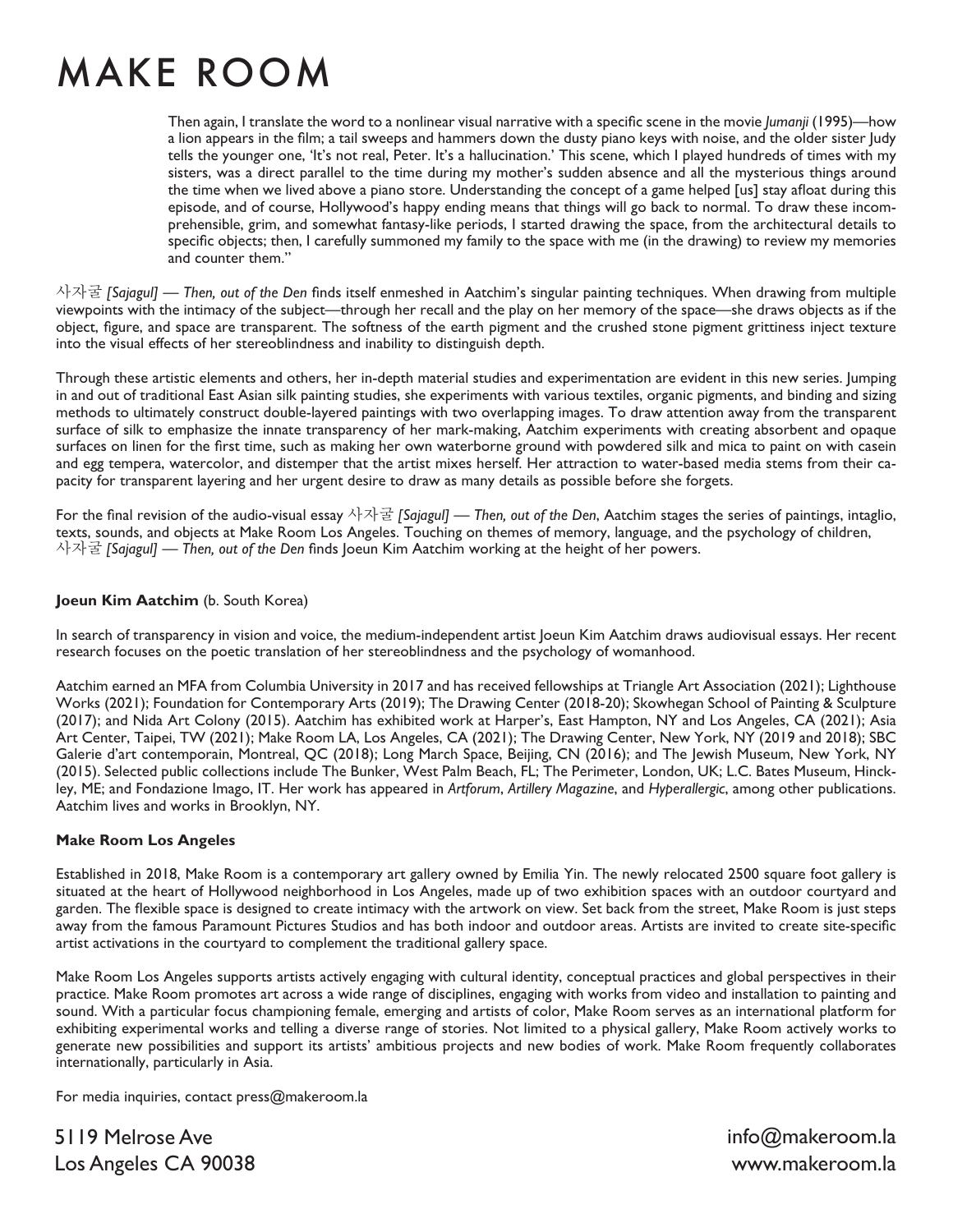# MAKE ROOM

> Then again, I translate the word to a nonlinear visual narrative with a specific scene in the movie *Jumanji* (1995)—how a lion appears in the film; a tail sweeps and hammers down the dusty piano keys with noise, and the older sister Judy tells the younger one, 'It's not real, Peter. It's a hallucination.' This scene, which I played hundreds of times with my sisters, was a direct parallel to the time during my mother's sudden absence and all the mysterious things around the time when we lived above a piano store. Understanding the concept of a game helped [us] stay afloat during this episode, and of course, Hollywood's happy ending means that things will go back to normal. To draw these incomprehensible, grim, and somewhat fantasy-like periods, I started drawing the space, from the architectural details to specific objects; then, I carefully summoned my family to the space with me (in the drawing) to review my memories and counter them."

사자굴 *[Sajagul] — Then, out of the Den* finds itself enmeshed in Aatchim's singular painting techniques. When drawing from multiple viewpoints with the intimacy of the subject—through her recall and the play on her memory of the space—she draws objects as if the object, figure, and space are transparent. The softness of the earth pigment and the crushed stone pigment grittiness inject texture into the visual effects of her stereoblindness and inability to distinguish depth.

Through these artistic elements and others, her in-depth material studies and experimentation are evident in this new series. Jumping in and out of traditional East Asian silk painting studies, she experiments with various textiles, organic pigments, and binding and sizing methods to ultimately construct double-layered paintings with two overlapping images. To draw attention away from the transparent surface of silk to emphasize the innate transparency of her mark-making, Aatchim experiments with creating absorbent and opaque surfaces on linen for the first time, such as making her own waterborne ground with powdered silk and mica to paint on with casein and egg tempera, watercolor, and distemper that the artist mixes herself. Her attraction to water-based media stems from their capacity for transparent layering and her urgent desire to draw as many details as possible before she forgets.

For the final revision of the audio-visual essay 사자굴 *[Sajagul] — Then, out of the Den*, Aatchim stages the series of paintings, intaglio, texts, sounds, and objects at Make Room Los Angeles. Touching on themes of memory, language, and the psychology of children, 사자굴 *[Sajagul] — Then, out of the Den* finds Joeun Kim Aatchim working at the height of her powers.

**Joeun Kim Aatchim** (b. South Korea)

In search of transparency in vision and voice, the medium-independent artist Joeun Kim Aatchim draws audiovisual essays. Her recent research focuses on the poetic translation of her stereoblindness and the psychology of womanhood.

Aatchim earned an MFA from Columbia University in 2017 and has received fellowships at Triangle Art Association (2021); Lighthouse Works (2021); Foundation for Contemporary Arts (2019); The Drawing Center (2018-20); Skowhegan School of Painting & Sculpture (2017); and Nida Art Colony (2015). Aatchim has exhibited work at Harper's, East Hampton, NY and Los Angeles, CA (2021); Asia Art Center, Taipei, TW (2021); Make Room LA, Los Angeles, CA (2021); The Drawing Center, New York, NY (2019 and 2018); SBC Galerie d'art contemporain, Montreal, QC (2018); Long March Space, Beijing, CN (2016); and The Jewish Museum, New York, NY (2015). Selected public collections include The Bunker, West Palm Beach, FL; The Perimeter, London, UK; L.C. Bates Museum, Hinckley, ME; and Fondazione Imago, IT. Her work has appeared in *Artforum*, *Artillery Magazine*, and *Hyperallergic*, among other publications. Aatchim lives and works in Brooklyn, NY.

**Make Room Los Angeles**

Established in 2018, Make Room is a contemporary art gallery owned by Emilia Yin. The newly relocated 2500 square foot gallery is situated at the heart of Hollywood neighborhood in Los Angeles, made up of two exhibition spaces with an outdoor courtyard and garden. The flexible space is designed to create intimacy with the artwork on view. Set back from the street, Make Room is just steps away from the famous Paramount Pictures Studios and has both indoor and outdoor areas. Artists are invited to create site-specific artist activations in the courtyard to complement the traditional gallery space.

Make Room Los Angeles supports artists actively engaging with cultural identity, conceptual practices and global perspectives in their practice. Make Room promotes art across a wide range of disciplines, engaging with works from video and installation to painting and sound. With a particular focus championing female, emerging and artists of color, Make Room serves as an international platform for exhibiting experimental works and telling a diverse range of stories. Not limited to a physical gallery, Make Room actively works to generate new possibilities and support its artists' ambitious projects and new bodies of work. Make Room frequently collaborates internationally, particularly in Asia.

For media inquiries, contact press@makeroom.la

5119 Melrose Ave
Los Angeles CA 90038

info@makeroom.la
www.makeroom.la